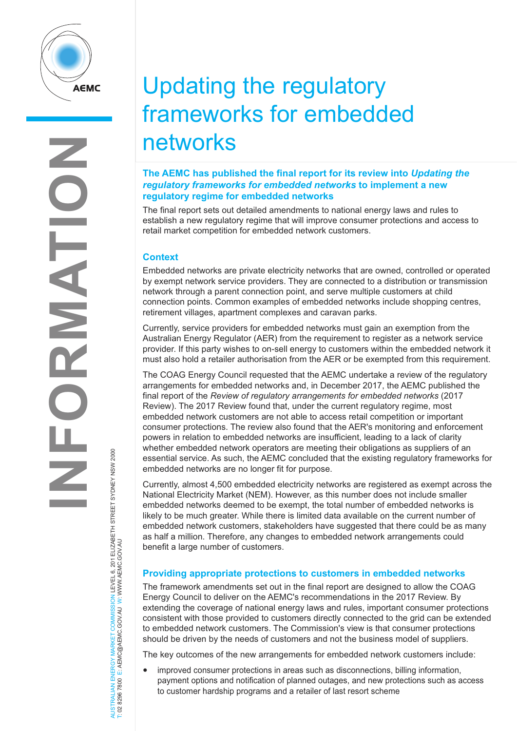# Updating the regulatory frameworks for embedded networks

**The AEMC has published the final report for its review into *Updating the regulatory frameworks for embedded networks* to implement a new regulatory regime for embedded networks**

The final report sets out detailed amendments to national energy laws and rules to establish a new regulatory regime that will improve consumer protections and access to retail market competition for embedded network customers.

## Context

Embedded networks are private electricity networks that are owned, controlled or operated by exempt network service providers. They are connected to a distribution or transmission network through a parent connection point, and serve multiple customers at child connection points. Common examples of embedded networks include shopping centres, retirement villages, apartment complexes and caravan parks.

Currently, service providers for embedded networks must gain an exemption from the Australian Energy Regulator (AER) from the requirement to register as a network service provider. If this party wishes to on-sell energy to customers within the embedded network it must also hold a retailer authorisation from the AER or be exempted from this requirement.

The COAG Energy Council requested that the AEMC undertake a review of the regulatory arrangements for embedded networks and, in December 2017, the AEMC published the final report of the *Review of regulatory arrangements for embedded networks* (2017 Review). The 2017 Review found that, under the current regulatory regime, most embedded network customers are not able to access retail competition or important consumer protections. The review also found that the AER's monitoring and enforcement powers in relation to embedded networks are insufficient, leading to a lack of clarity whether embedded network operators are meeting their obligations as suppliers of an essential service. As such, the AEMC concluded that the existing regulatory frameworks for embedded networks are no longer fit for purpose.

Currently, almost 4,500 embedded electricity networks are registered as exempt across the National Electricity Market (NEM). However, as this number does not include smaller embedded networks deemed to be exempt, the total number of embedded networks is likely to be much greater. While there is limited data available on the current number of embedded network customers, stakeholders have suggested that there could be as many as half a million. Therefore, any changes to embedded network arrangements could benefit a large number of customers.

## Providing appropriate protections to customers in embedded networks

The framework amendments set out in the final report are designed to allow the COAG Energy Council to deliver on the AEMC's recommendations in the 2017 Review. By extending the coverage of national energy laws and rules, important consumer protections consistent with those provided to customers directly connected to the grid can be extended to embedded network customers. The Commission's view is that consumer protections should be driven by the needs of customers and not the business model of suppliers.

The key outcomes of the new arrangements for embedded network customers include:

- improved consumer protections in areas such as disconnections, billing information, payment options and notification of planned outages, and new protections such as access to customer hardship programs and a retailer of last resort scheme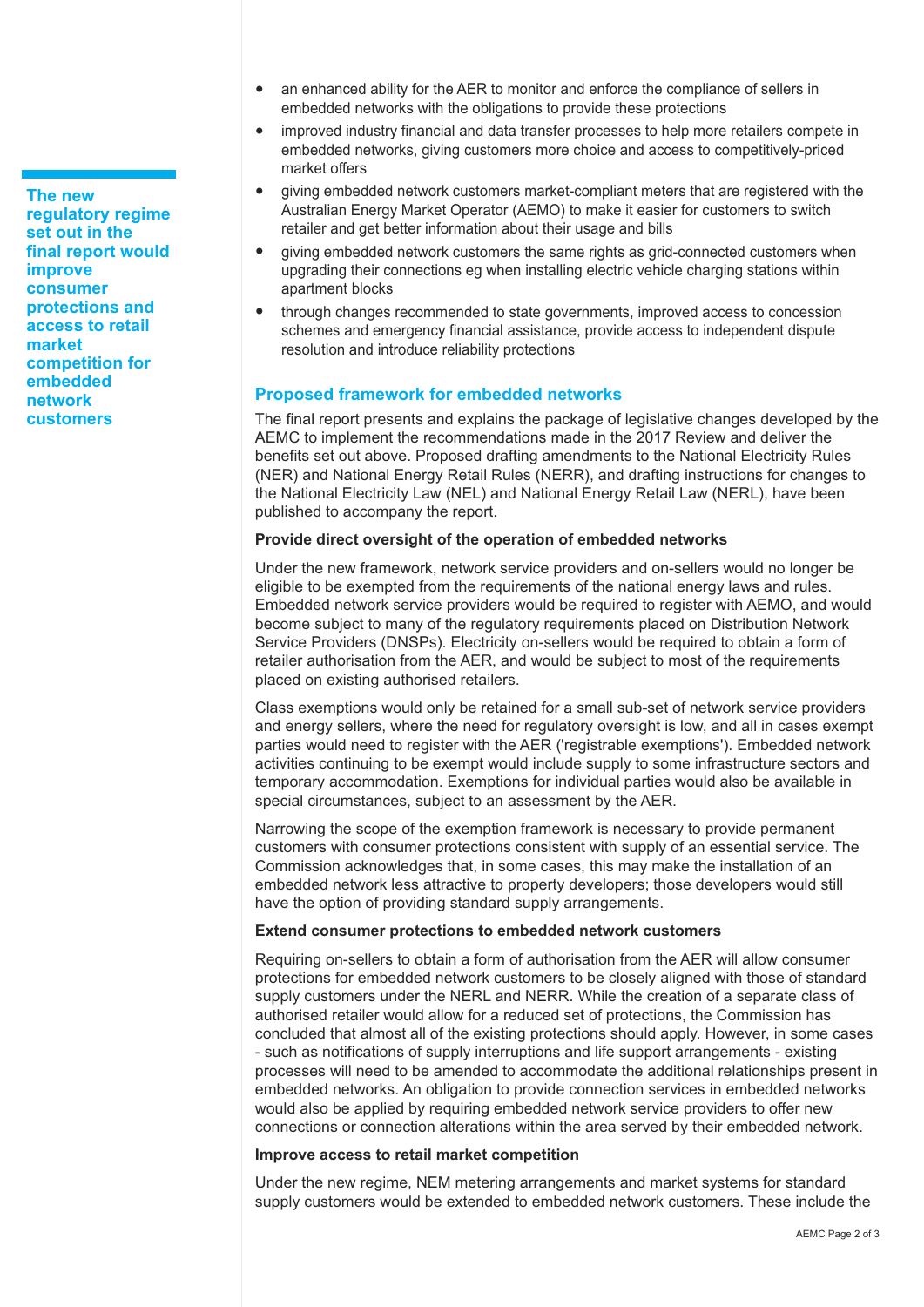- an enhanced ability for the AER to monitor and enforce the compliance of sellers in embedded networks with the obligations to provide these protections
- improved industry financial and data transfer processes to help more retailers compete in embedded networks, giving customers more choice and access to competitively-priced market offers
- giving embedded network customers market-compliant meters that are registered with the Australian Energy Market Operator (AEMO) to make it easier for customers to switch retailer and get better information about their usage and bills
- giving embedded network customers the same rights as grid-connected customers when upgrading their connections eg when installing electric vehicle charging stations within apartment blocks
- through changes recommended to state governments, improved access to concession schemes and emergency financial assistance, provide access to independent dispute resolution and introduce reliability protections

**The new regulatory regime set out in the final report would improve consumer protections and access to retail market competition for embedded network customers**

## Proposed framework for embedded networks

The final report presents and explains the package of legislative changes developed by the AEMC to implement the recommendations made in the 2017 Review and deliver the benefits set out above. Proposed drafting amendments to the National Electricity Rules (NER) and National Energy Retail Rules (NERR), and drafting instructions for changes to the National Electricity Law (NEL) and National Energy Retail Law (NERL), have been published to accompany the report.

**Provide direct oversight of the operation of embedded networks**

Under the new framework, network service providers and on-sellers would no longer be eligible to be exempted from the requirements of the national energy laws and rules. Embedded network service providers would be required to register with AEMO, and would become subject to many of the regulatory requirements placed on Distribution Network Service Providers (DNSPs). Electricity on-sellers would be required to obtain a form of retailer authorisation from the AER, and would be subject to most of the requirements placed on existing authorised retailers.

Class exemptions would only be retained for a small sub-set of network service providers and energy sellers, where the need for regulatory oversight is low, and all in cases exempt parties would need to register with the AER ('registrable exemptions'). Embedded network activities continuing to be exempt would include supply to some infrastructure sectors and temporary accommodation. Exemptions for individual parties would also be available in special circumstances, subject to an assessment by the AER.

Narrowing the scope of the exemption framework is necessary to provide permanent customers with consumer protections consistent with supply of an essential service. The Commission acknowledges that, in some cases, this may make the installation of an embedded network less attractive to property developers; those developers would still have the option of providing standard supply arrangements.

**Extend consumer protections to embedded network customers**

Requiring on-sellers to obtain a form of authorisation from the AER will allow consumer protections for embedded network customers to be closely aligned with those of standard supply customers under the NERL and NERR. While the creation of a separate class of authorised retailer would allow for a reduced set of protections, the Commission has concluded that almost all of the existing protections should apply. However, in some cases - such as notifications of supply interruptions and life support arrangements - existing processes will need to be amended to accommodate the additional relationships present in embedded networks. An obligation to provide connection services in embedded networks would also be applied by requiring embedded network service providers to offer new connections or connection alterations within the area served by their embedded network.

**Improve access to retail market competition**

Under the new regime, NEM metering arrangements and market systems for standard supply customers would be extended to embedded network customers. These include the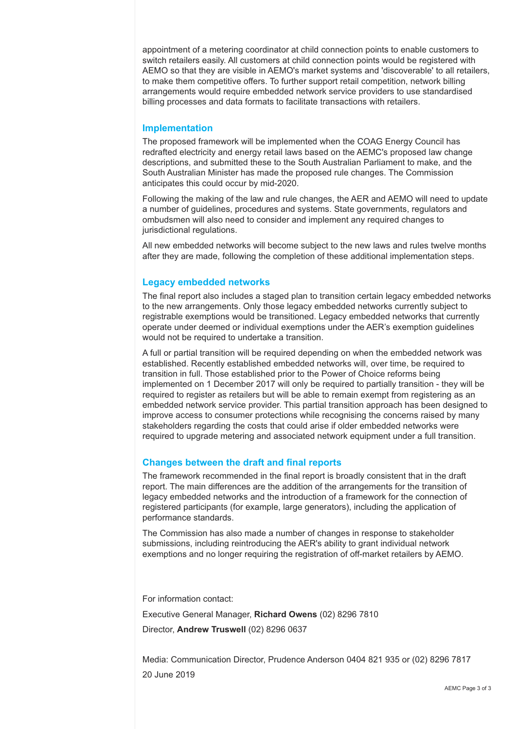appointment of a metering coordinator at child connection points to enable customers to switch retailers easily. All customers at child connection points would be registered with AEMO so that they are visible in AEMO's market systems and 'discoverable' to all retailers, to make them competitive offers. To further support retail competition, network billing arrangements would require embedded network service providers to use standardised billing processes and data formats to facilitate transactions with retailers.

## Implementation

The proposed framework will be implemented when the COAG Energy Council has redrafted electricity and energy retail laws based on the AEMC's proposed law change descriptions, and submitted these to the South Australian Parliament to make, and the South Australian Minister has made the proposed rule changes. The Commission anticipates this could occur by mid-2020.

Following the making of the law and rule changes, the AER and AEMO will need to update a number of guidelines, procedures and systems. State governments, regulators and ombudsmen will also need to consider and implement any required changes to jurisdictional regulations.

All new embedded networks will become subject to the new laws and rules twelve months after they are made, following the completion of these additional implementation steps.

## Legacy embedded networks

The final report also includes a staged plan to transition certain legacy embedded networks to the new arrangements. Only those legacy embedded networks currently subject to registrable exemptions would be transitioned. Legacy embedded networks that currently operate under deemed or individual exemptions under the AER's exemption guidelines would not be required to undertake a transition.

A full or partial transition will be required depending on when the embedded network was established. Recently established embedded networks will, over time, be required to transition in full. Those established prior to the Power of Choice reforms being implemented on 1 December 2017 will only be required to partially transition - they will be required to register as retailers but will be able to remain exempt from registering as an embedded network service provider. This partial transition approach has been designed to improve access to consumer protections while recognising the concerns raised by many stakeholders regarding the costs that could arise if older embedded networks were required to upgrade metering and associated network equipment under a full transition.

## Changes between the draft and final reports

The framework recommended in the final report is broadly consistent that in the draft report. The main differences are the addition of the arrangements for the transition of legacy embedded networks and the introduction of a framework for the connection of registered participants (for example, large generators), including the application of performance standards.

The Commission has also made a number of changes in response to stakeholder submissions, including reintroducing the AER's ability to grant individual network exemptions and no longer requiring the registration of off-market retailers by AEMO.

For information contact:

Executive General Manager, **Richard Owens** (02) 8296 7810

Director, **Andrew Truswell** (02) 8296 0637

Media: Communication Director, Prudence Anderson 0404 821 935 or (02) 8296 7817

20 June 2019